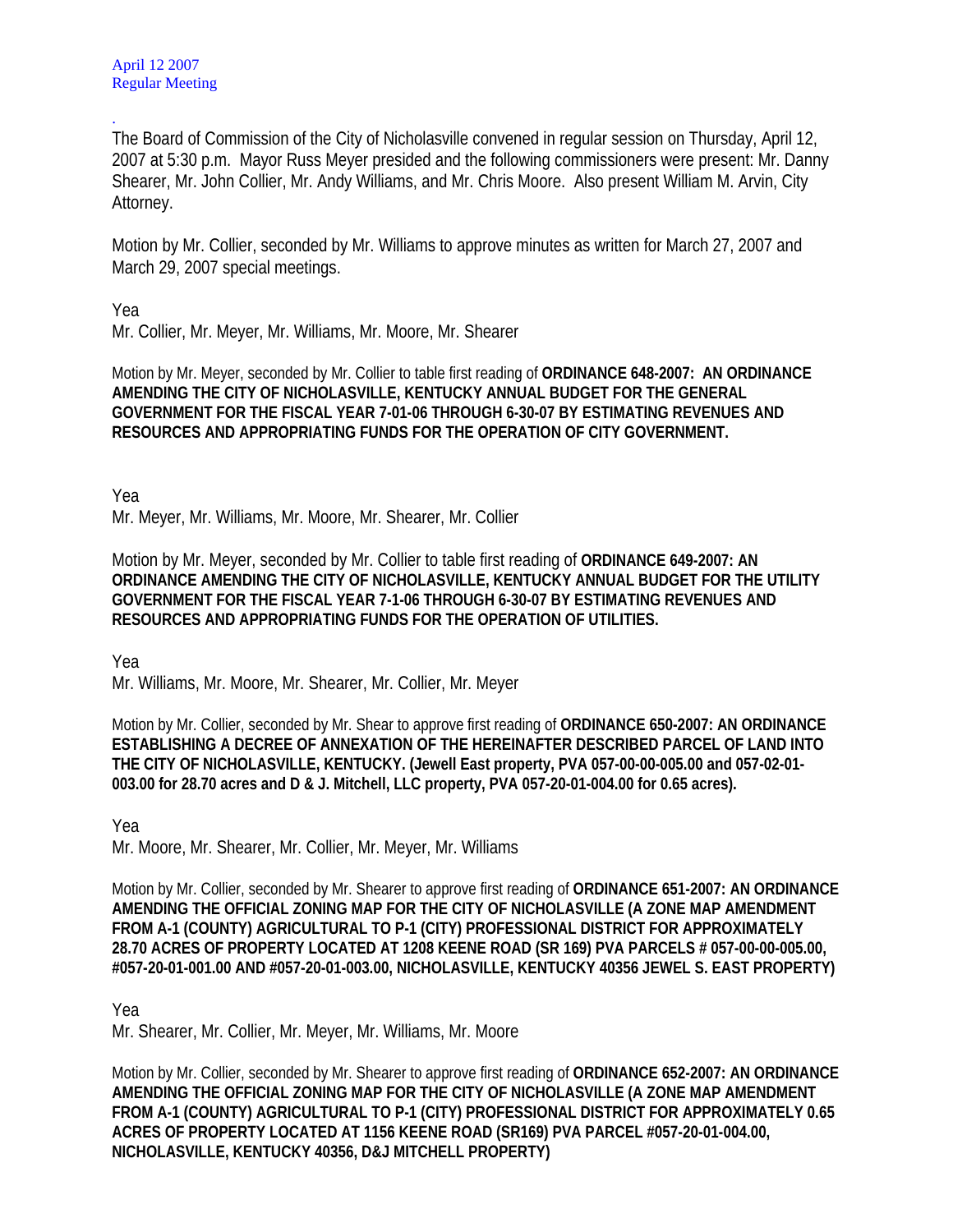April 12 2007
Regular Meeting

.
The Board of Commission of the City of Nicholasville convened in regular session on Thursday, April 12, 2007 at 5:30 p.m. Mayor Russ Meyer presided and the following commissioners were present: Mr. Danny Shearer, Mr. John Collier, Mr. Andy Williams, and Mr. Chris Moore. Also present William M. Arvin, City Attorney.

Motion by Mr. Collier, seconded by Mr. Williams to approve minutes as written for March 27, 2007 and March 29, 2007 special meetings.

Yea
Mr. Collier, Mr. Meyer, Mr. Williams, Mr. Moore, Mr. Shearer

Motion by Mr. Meyer, seconded by Mr. Collier to table first reading of **ORDINANCE 648-2007: AN ORDINANCE AMENDING THE CITY OF NICHOLASVILLE, KENTUCKY ANNUAL BUDGET FOR THE GENERAL GOVERNMENT FOR THE FISCAL YEAR 7-01-06 THROUGH 6-30-07 BY ESTIMATING REVENUES AND RESOURCES AND APPROPRIATING FUNDS FOR THE OPERATION OF CITY GOVERNMENT.**

Yea
Mr. Meyer, Mr. Williams, Mr. Moore, Mr. Shearer, Mr. Collier

Motion by Mr. Meyer, seconded by Mr. Collier to table first reading of **ORDINANCE 649-2007: AN ORDINANCE AMENDING THE CITY OF NICHOLASVILLE, KENTUCKY ANNUAL BUDGET FOR THE UTILITY GOVERNMENT FOR THE FISCAL YEAR 7-1-06 THROUGH 6-30-07 BY ESTIMATING REVENUES AND RESOURCES AND APPROPRIATING FUNDS FOR THE OPERATION OF UTILITIES.**

Yea
Mr. Williams, Mr. Moore, Mr. Shearer, Mr. Collier, Mr. Meyer

Motion by Mr. Collier, seconded by Mr. Shear to approve first reading of **ORDINANCE 650-2007: AN ORDINANCE ESTABLISHING A DECREE OF ANNEXATION OF THE HEREINAFTER DESCRIBED PARCEL OF LAND INTO THE CITY OF NICHOLASVILLE, KENTUCKY. (Jewell East property, PVA 057-00-00-005.00 and 057-02-01-003.00 for 28.70 acres and D & J. Mitchell, LLC property, PVA 057-20-01-004.00 for 0.65 acres).**

Yea
Mr. Moore, Mr. Shearer, Mr. Collier, Mr. Meyer, Mr. Williams

Motion by Mr. Collier, seconded by Mr. Shearer to approve first reading of **ORDINANCE 651-2007: AN ORDINANCE AMENDING THE OFFICIAL ZONING MAP FOR THE CITY OF NICHOLASVILLE (A ZONE MAP AMENDMENT FROM A-1 (COUNTY) AGRICULTURAL TO P-1 (CITY) PROFESSIONAL DISTRICT FOR APPROXIMATELY 28.70 ACRES OF PROPERTY LOCATED AT 1208 KEENE ROAD (SR 169) PVA PARCELS # 057-00-00-005.00, #057-20-01-001.00 AND #057-20-01-003.00, NICHOLASVILLE, KENTUCKY 40356 JEWEL S. EAST PROPERTY)**

Yea
Mr. Shearer, Mr. Collier, Mr. Meyer, Mr. Williams, Mr. Moore

Motion by Mr. Collier, seconded by Mr. Shearer to approve first reading of **ORDINANCE 652-2007: AN ORDINANCE AMENDING THE OFFICIAL ZONING MAP FOR THE CITY OF NICHOLASVILLE (A ZONE MAP AMENDMENT FROM A-1 (COUNTY) AGRICULTURAL TO P-1 (CITY) PROFESSIONAL DISTRICT FOR APPROXIMATELY 0.65 ACRES OF PROPERTY LOCATED AT 1156 KEENE ROAD (SR169) PVA PARCEL #057-20-01-004.00, NICHOLASVILLE, KENTUCKY 40356, D&J MITCHELL PROPERTY)**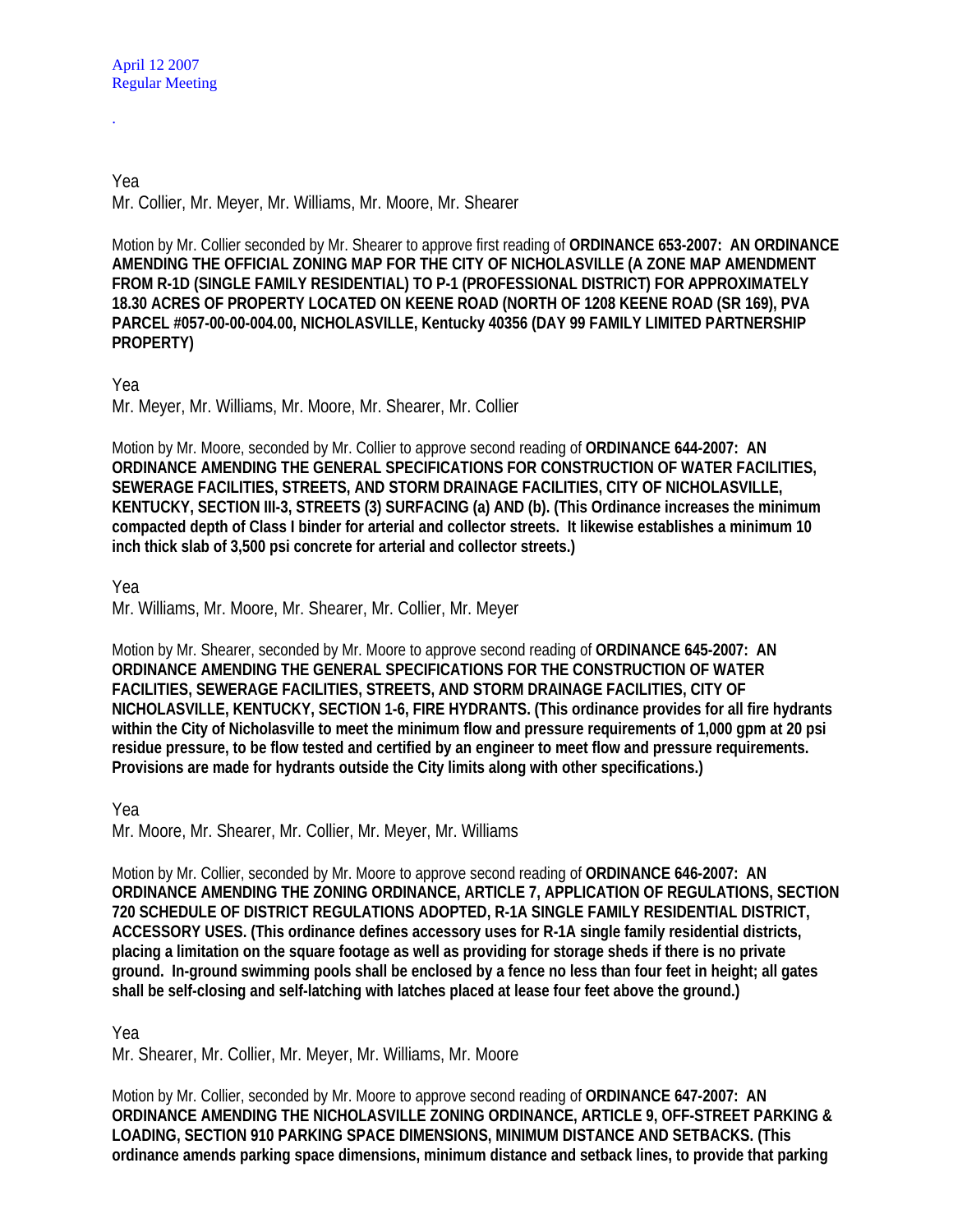Yea
Mr. Collier, Mr. Meyer, Mr. Williams, Mr. Moore, Mr. Shearer

Motion by Mr. Collier seconded by Mr. Shearer to approve first reading of **ORDINANCE 653-2007: AN ORDINANCE AMENDING THE OFFICIAL ZONING MAP FOR THE CITY OF NICHOLASVILLE (A ZONE MAP AMENDMENT FROM R-1D (SINGLE FAMILY RESIDENTIAL) TO P-1 (PROFESSIONAL DISTRICT) FOR APPROXIMATELY 18.30 ACRES OF PROPERTY LOCATED ON KEENE ROAD (NORTH OF 1208 KEENE ROAD (SR 169), PVA PARCEL #057-00-00-004.00, NICHOLASVILLE, Kentucky 40356 (DAY 99 FAMILY LIMITED PARTNERSHIP PROPERTY)**

Yea
Mr. Meyer, Mr. Williams, Mr. Moore, Mr. Shearer, Mr. Collier

Motion by Mr. Moore, seconded by Mr. Collier to approve second reading of **ORDINANCE 644-2007: AN ORDINANCE AMENDING THE GENERAL SPECIFICATIONS FOR CONSTRUCTION OF WATER FACILITIES, SEWERAGE FACILITIES, STREETS, AND STORM DRAINAGE FACILITIES, CITY OF NICHOLASVILLE, KENTUCKY, SECTION III-3, STREETS (3) SURFACING (a) AND (b). (This Ordinance increases the minimum compacted depth of Class I binder for arterial and collector streets. It likewise establishes a minimum 10 inch thick slab of 3,500 psi concrete for arterial and collector streets.)**

Yea
Mr. Williams, Mr. Moore, Mr. Shearer, Mr. Collier, Mr. Meyer

Motion by Mr. Shearer, seconded by Mr. Moore to approve second reading of **ORDINANCE 645-2007: AN ORDINANCE AMENDING THE GENERAL SPECIFICATIONS FOR THE CONSTRUCTION OF WATER FACILITIES, SEWERAGE FACILITIES, STREETS, AND STORM DRAINAGE FACILITIES, CITY OF NICHOLASVILLE, KENTUCKY, SECTION 1-6, FIRE HYDRANTS. (This ordinance provides for all fire hydrants within the City of Nicholasville to meet the minimum flow and pressure requirements of 1,000 gpm at 20 psi residue pressure, to be flow tested and certified by an engineer to meet flow and pressure requirements. Provisions are made for hydrants outside the City limits along with other specifications.)**

Yea
Mr. Moore, Mr. Shearer, Mr. Collier, Mr. Meyer, Mr. Williams

Motion by Mr. Collier, seconded by Mr. Moore to approve second reading of **ORDINANCE 646-2007: AN ORDINANCE AMENDING THE ZONING ORDINANCE, ARTICLE 7, APPLICATION OF REGULATIONS, SECTION 720 SCHEDULE OF DISTRICT REGULATIONS ADOPTED, R-1A SINGLE FAMILY RESIDENTIAL DISTRICT, ACCESSORY USES. (This ordinance defines accessory uses for R-1A single family residential districts, placing a limitation on the square footage as well as providing for storage sheds if there is no private ground. In-ground swimming pools shall be enclosed by a fence no less than four feet in height; all gates shall be self-closing and self-latching with latches placed at lease four feet above the ground.)**

Yea
Mr. Shearer, Mr. Collier, Mr. Meyer, Mr. Williams, Mr. Moore

Motion by Mr. Collier, seconded by Mr. Moore to approve second reading of **ORDINANCE 647-2007: AN ORDINANCE AMENDING THE NICHOLASVILLE ZONING ORDINANCE, ARTICLE 9, OFF-STREET PARKING & LOADING, SECTION 910 PARKING SPACE DIMENSIONS, MINIMUM DISTANCE AND SETBACKS. (This ordinance amends parking space dimensions, minimum distance and setback lines, to provide that parking**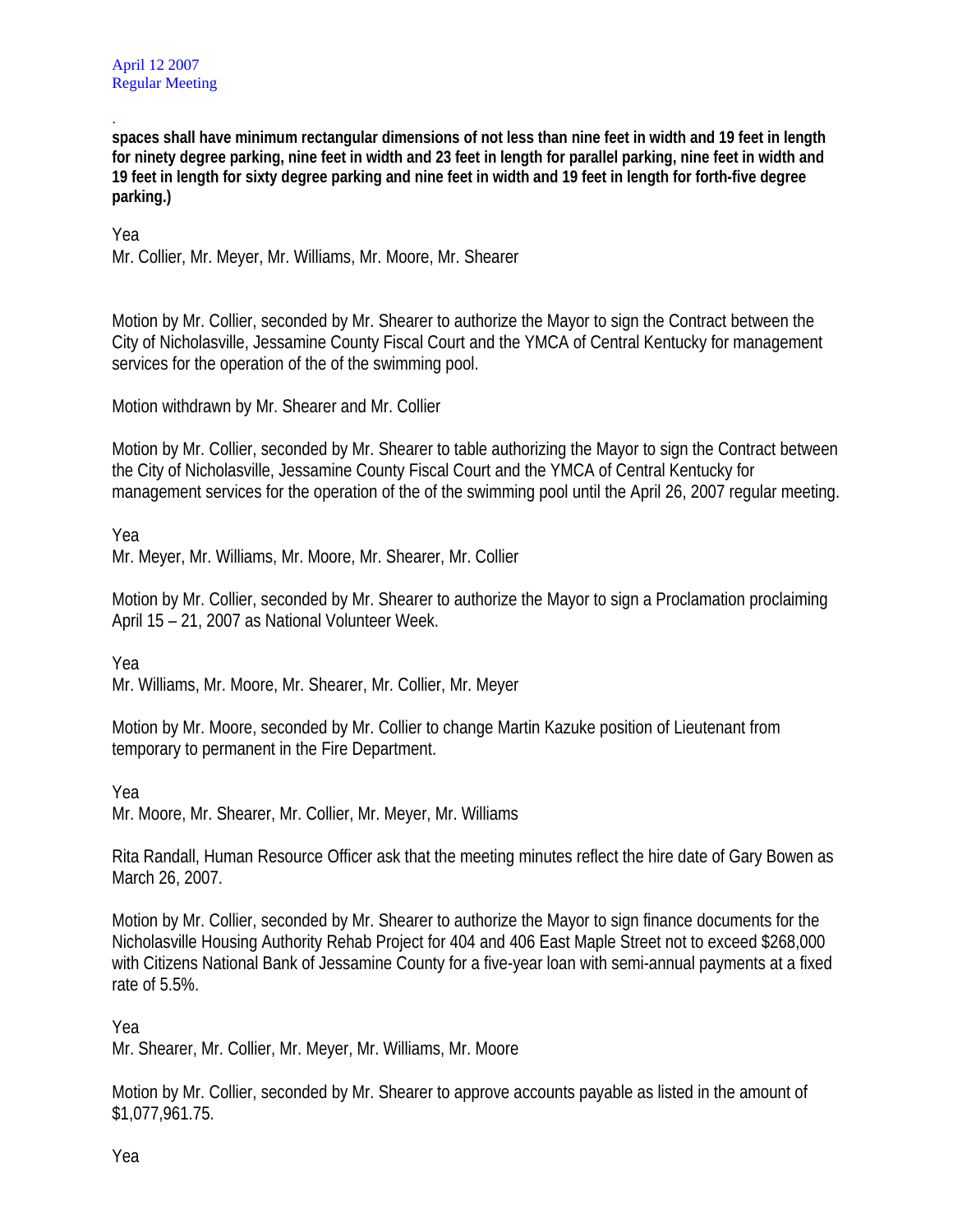**spaces shall have minimum rectangular dimensions of not less than nine feet in width and 19 feet in length for ninety degree parking, nine feet in width and 23 feet in length for parallel parking, nine feet in width and 19 feet in length for sixty degree parking and nine feet in width and 19 feet in length for forth-five degree parking.)**

Yea
Mr. Collier, Mr. Meyer, Mr. Williams, Mr. Moore, Mr. Shearer

Motion by Mr. Collier, seconded by Mr. Shearer to authorize the Mayor to sign the Contract between the City of Nicholasville, Jessamine County Fiscal Court and the YMCA of Central Kentucky for management services for the operation of the of the swimming pool.

Motion withdrawn by Mr. Shearer and Mr. Collier

Motion by Mr. Collier, seconded by Mr. Shearer to table authorizing the Mayor to sign the Contract between the City of Nicholasville, Jessamine County Fiscal Court and the YMCA of Central Kentucky for management services for the operation of the of the swimming pool until the April 26, 2007 regular meeting.

Yea
Mr. Meyer, Mr. Williams, Mr. Moore, Mr. Shearer, Mr. Collier

Motion by Mr. Collier, seconded by Mr. Shearer to authorize the Mayor to sign a Proclamation proclaiming April 15 – 21, 2007 as National Volunteer Week.

Yea
Mr. Williams, Mr. Moore, Mr. Shearer, Mr. Collier, Mr. Meyer

Motion by Mr. Moore, seconded by Mr. Collier to change Martin Kazuke position of Lieutenant from temporary to permanent in the Fire Department.

Yea
Mr. Moore, Mr. Shearer, Mr. Collier, Mr. Meyer, Mr. Williams

Rita Randall, Human Resource Officer ask that the meeting minutes reflect the hire date of Gary Bowen as March 26, 2007.

Motion by Mr. Collier, seconded by Mr. Shearer to authorize the Mayor to sign finance documents for the Nicholasville Housing Authority Rehab Project for 404 and 406 East Maple Street not to exceed $268,000 with Citizens National Bank of Jessamine County for a five-year loan with semi-annual payments at a fixed rate of 5.5%.

Yea
Mr. Shearer, Mr. Collier, Mr. Meyer, Mr. Williams, Mr. Moore

Motion by Mr. Collier, seconded by Mr. Shearer to approve accounts payable as listed in the amount of $1,077,961.75.

Yea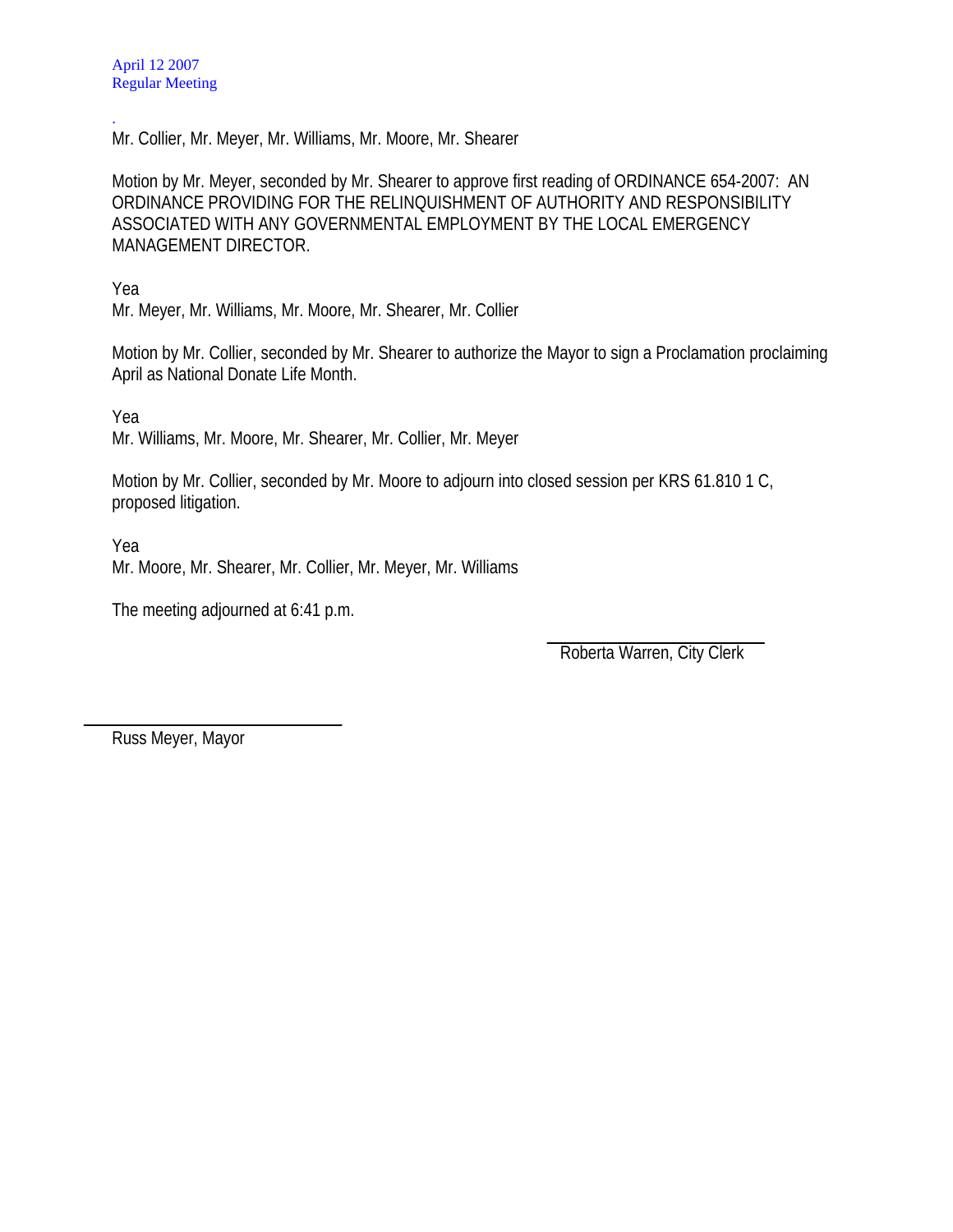Mr. Collier, Mr. Meyer, Mr. Williams, Mr. Moore, Mr. Shearer

Motion by Mr. Meyer, seconded by Mr. Shearer to approve first reading of ORDINANCE 654-2007: AN ORDINANCE PROVIDING FOR THE RELINQUISHMENT OF AUTHORITY AND RESPONSIBILITY ASSOCIATED WITH ANY GOVERNMENTAL EMPLOYMENT BY THE LOCAL EMERGENCY MANAGEMENT DIRECTOR.

Yea
Mr. Meyer, Mr. Williams, Mr. Moore, Mr. Shearer, Mr. Collier

Motion by Mr. Collier, seconded by Mr. Shearer to authorize the Mayor to sign a Proclamation proclaiming April as National Donate Life Month.

Yea
Mr. Williams, Mr. Moore, Mr. Shearer, Mr. Collier, Mr. Meyer

Motion by Mr. Collier, seconded by Mr. Moore to adjourn into closed session per KRS 61.810 1 C, proposed litigation.

Yea
Mr. Moore, Mr. Shearer, Mr. Collier, Mr. Meyer, Mr. Williams

The meeting adjourned at 6:41 p.m.

Roberta Warren, City Clerk

Russ Meyer, Mayor